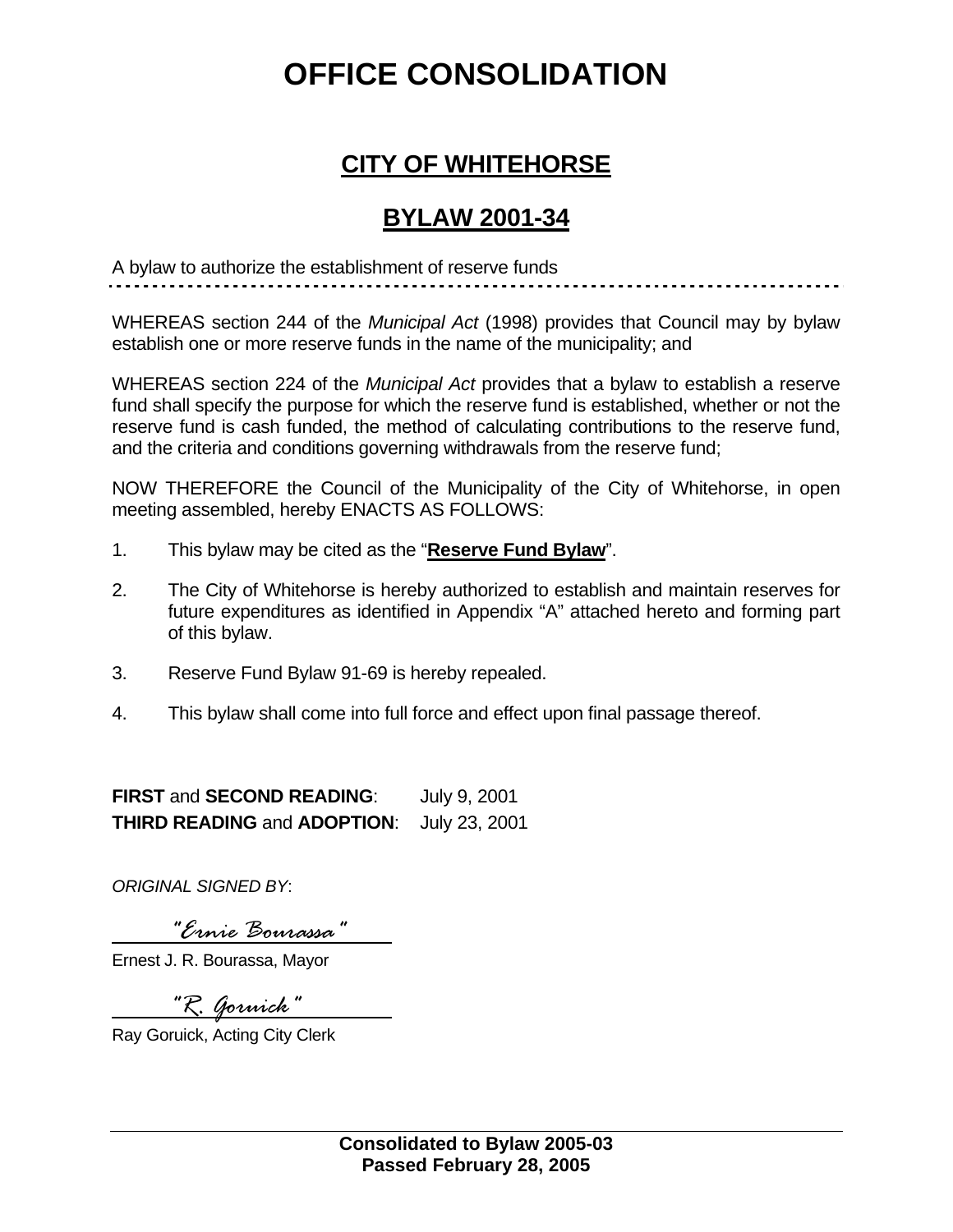# OFFICE CONSOLIDATION

## CITY OF WHITEHORSE

## BYLAW 2001-34

A bylaw to authorize the establishment of reserve funds

---

WHEREAS section 244 of the *Municipal Act* (1998) provides that Council may by bylaw establish one or more reserve funds in the name of the municipality; and

WHEREAS section 224 of the *Municipal Act* provides that a bylaw to establish a reserve fund shall specify the purpose for which the reserve fund is established, whether or not the reserve fund is cash funded, the method of calculating contributions to the reserve fund, and the criteria and conditions governing withdrawals from the reserve fund;

NOW THEREFORE the Council of the Municipality of the City of Whitehorse, in open meeting assembled, hereby ENACTS AS FOLLOWS:

1. This bylaw may be cited as the "**Reserve Fund Bylaw**".

2. The City of Whitehorse is hereby authorized to establish and maintain reserves for future expenditures as identified in Appendix "A" attached hereto and forming part of this bylaw.

3. Reserve Fund Bylaw 91-69 is hereby repealed.

4. This bylaw shall come into full force and effect upon final passage thereof.

**FIRST** and **SECOND READING**: July 9, 2001
**THIRD READING** and **ADOPTION**: July 23, 2001

*ORIGINAL SIGNED BY*:

*"Ernie Bourassa"*
Ernest J. R. Bourassa, Mayor

*"R. Goruick"*
Ray Goruick, Acting City Clerk

**Consolidated to Bylaw 2005-03**
**Passed February 28, 2005**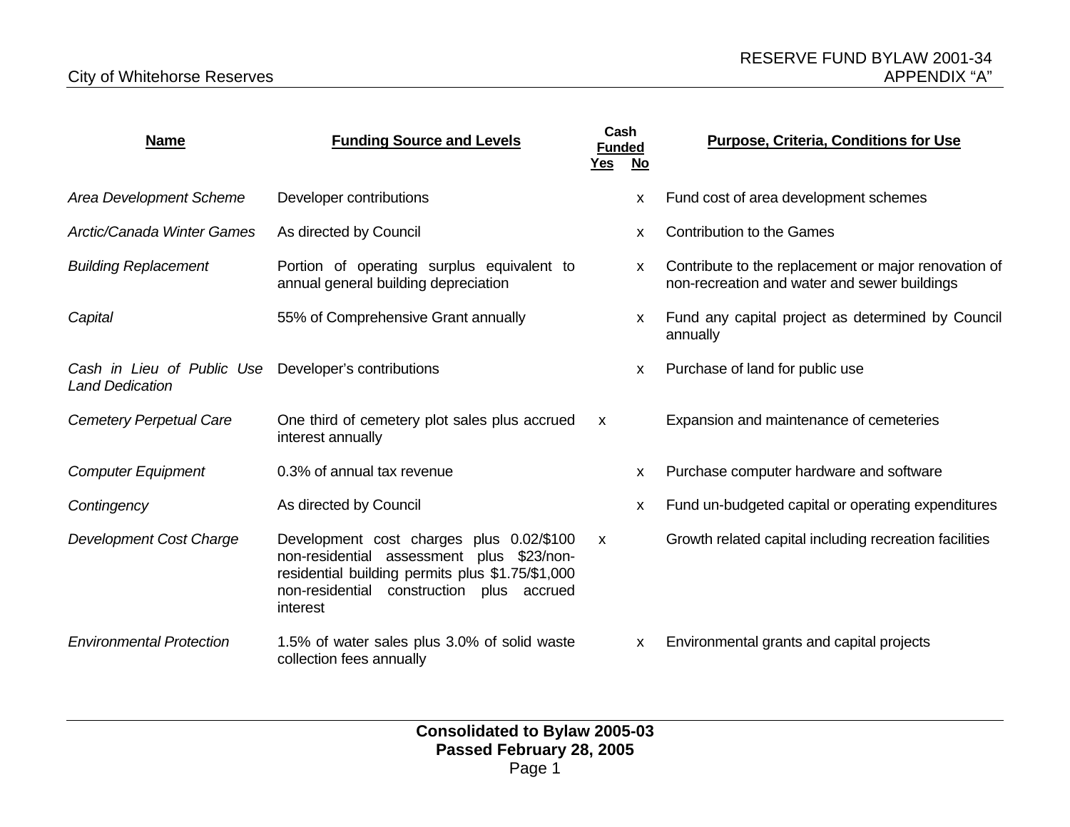| Name | Funding Source and Levels | Cash Funded Yes | Cash Funded No | Purpose, Criteria, Conditions for Use |
|---|---|---|---|---|
| *Area Development Scheme* | Developer contributions | | x | Fund cost of area development schemes |
| *Arctic/Canada Winter Games* | As directed by Council | | x | Contribution to the Games |
| *Building Replacement* | Portion of operating surplus equivalent to annual general building depreciation | | x | Contribute to the replacement or major renovation of non-recreation and water and sewer buildings |
| *Capital* | 55% of Comprehensive Grant annually | | x | Fund any capital project as determined by Council annually |
| *Cash in Lieu of Public Use Land Dedication* | Developer's contributions | | x | Purchase of land for public use |
| *Cemetery Perpetual Care* | One third of cemetery plot sales plus accrued interest annually | x | | Expansion and maintenance of cemeteries |
| *Computer Equipment* | 0.3% of annual tax revenue | | x | Purchase computer hardware and software |
| *Contingency* | As directed by Council | | x | Fund un-budgeted capital or operating expenditures |
| *Development Cost Charge* | Development cost charges plus 0.02/$100 non-residential assessment plus $23/non-residential building permits plus $1.75/$1,000 non-residential construction plus accrued interest | x | | Growth related capital including recreation facilities |
| *Environmental Protection* | 1.5% of water sales plus 3.0% of solid waste collection fees annually | | x | Environmental grants and capital projects |

**Consolidated to Bylaw 2005-03**
**Passed February 28, 2005**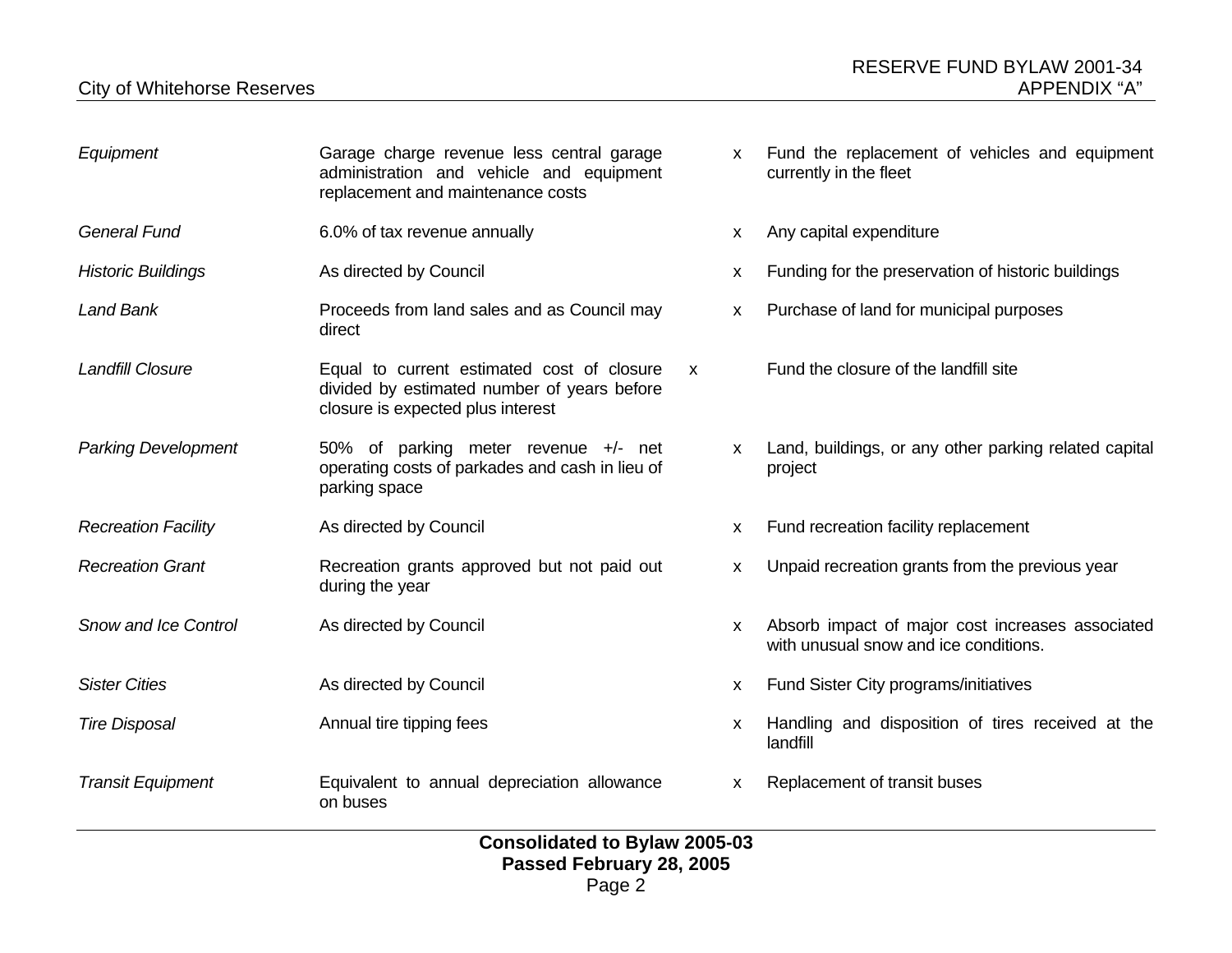| | | | | |
|---|---|---|---|---|
| *Equipment* | Garage charge revenue less central garage administration and vehicle and equipment replacement and maintenance costs | | x | Fund the replacement of vehicles and equipment currently in the fleet |
| *General Fund* | 6.0% of tax revenue annually | | x | Any capital expenditure |
| *Historic Buildings* | As directed by Council | | x | Funding for the preservation of historic buildings |
| *Land Bank* | Proceeds from land sales and as Council may direct | | x | Purchase of land for municipal purposes |
| *Landfill Closure* | Equal to current estimated cost of closure divided by estimated number of years before closure is expected plus interest | x | | Fund the closure of the landfill site |
| *Parking Development* | 50% of parking meter revenue +/- net operating costs of parkades and cash in lieu of parking space | | x | Land, buildings, or any other parking related capital project |
| *Recreation Facility* | As directed by Council | | x | Fund recreation facility replacement |
| *Recreation Grant* | Recreation grants approved but not paid out during the year | | x | Unpaid recreation grants from the previous year |
| *Snow and Ice Control* | As directed by Council | | x | Absorb impact of major cost increases associated with unusual snow and ice conditions. |
| *Sister Cities* | As directed by Council | | x | Fund Sister City programs/initiatives |
| *Tire Disposal* | Annual tire tipping fees | | x | Handling and disposition of tires received at the landfill |
| *Transit Equipment* | Equivalent to annual depreciation allowance on buses | | x | Replacement of transit buses |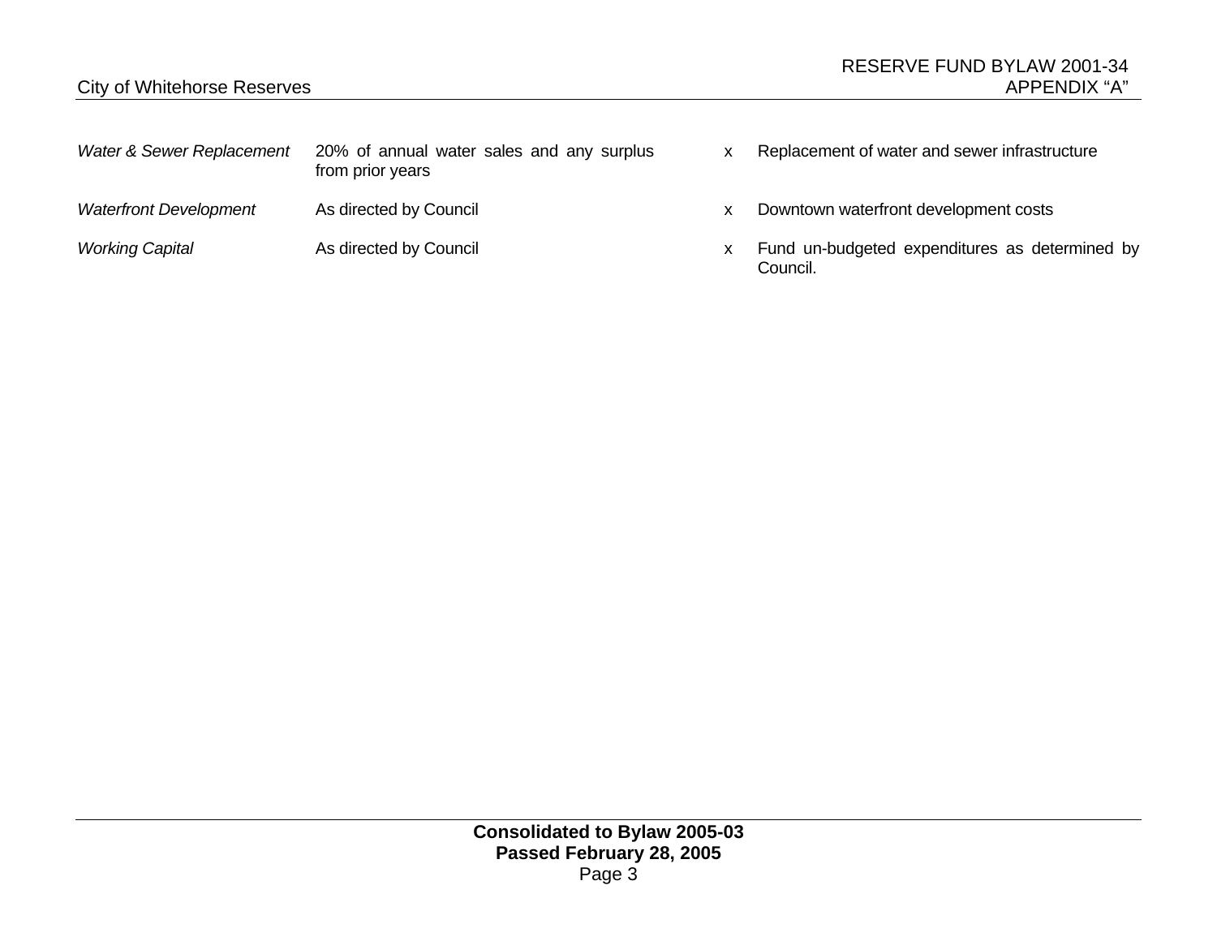| | | |
|---|---|---|
| *Water & Sewer Replacement* | 20% of annual water sales and any surplus from prior years | x Replacement of water and sewer infrastructure |
| *Waterfront Development* | As directed by Council | x Downtown waterfront development costs |
| *Working Capital* | As directed by Council | x Fund un-budgeted expenditures as determined by Council. |